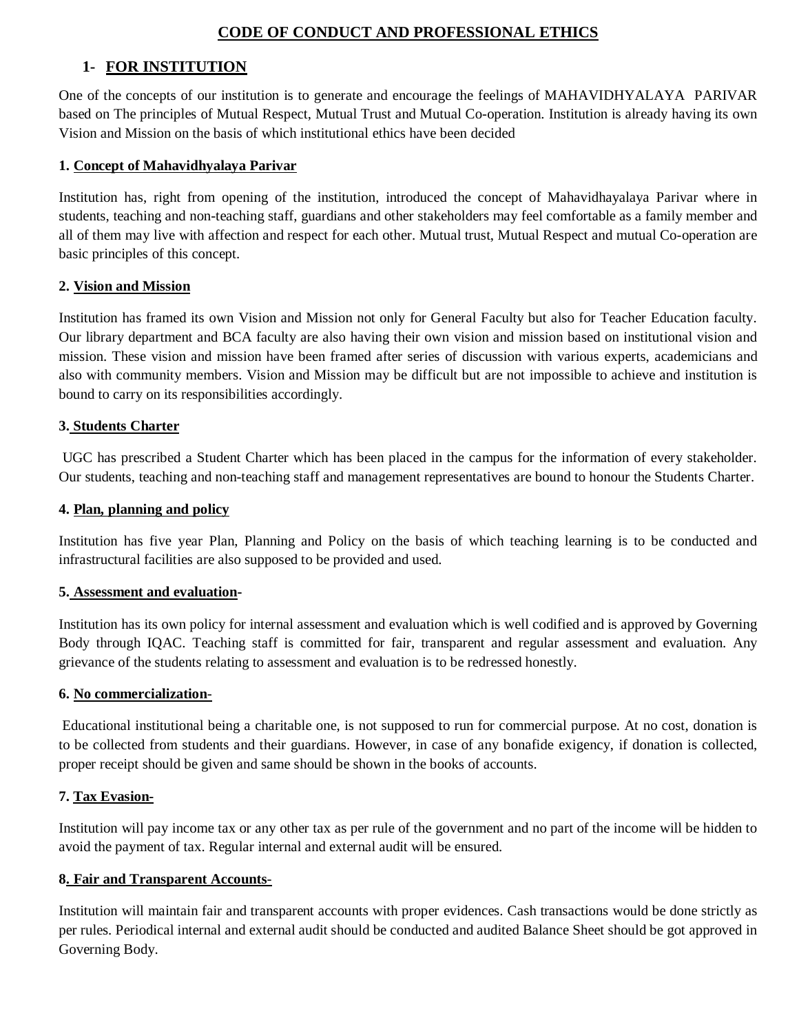# CODE OF CONDUCT AND PROFESSIONAL ETHICS

## 1- FOR INSTITUTION

One of the concepts of our institution is to generate and encourage the feelings of MAHAVIDHYALAYA PARIVAR based on The principles of Mutual Respect, Mutual Trust and Mutual Co-operation. Institution is already having its own Vision and Mission on the basis of which institutional ethics have been decided

### 1. Concept of Mahavidhyalaya Parivar

Institution has, right from opening of the institution, introduced the concept of Mahavidhayalaya Parivar where in students, teaching and non-teaching staff, guardians and other stakeholders may feel comfortable as a family member and all of them may live with affection and respect for each other. Mutual trust, Mutual Respect and mutual Co-operation are basic principles of this concept.

### 2. Vision and Mission

Institution has framed its own Vision and Mission not only for General Faculty but also for Teacher Education faculty. Our library department and BCA faculty are also having their own vision and mission based on institutional vision and mission. These vision and mission have been framed after series of discussion with various experts, academicians and also with community members. Vision and Mission may be difficult but are not impossible to achieve and institution is bound to carry on its responsibilities accordingly.

### 3. Students Charter

UGC has prescribed a Student Charter which has been placed in the campus for the information of every stakeholder. Our students, teaching and non-teaching staff and management representatives are bound to honour the Students Charter.

### 4. Plan, planning and policy

Institution has five year Plan, Planning and Policy on the basis of which teaching learning is to be conducted and infrastructural facilities are also supposed to be provided and used.

### 5. Assessment and evaluation-

Institution has its own policy for internal assessment and evaluation which is well codified and is approved by Governing Body through IQAC. Teaching staff is committed for fair, transparent and regular assessment and evaluation. Any grievance of the students relating to assessment and evaluation is to be redressed honestly.

### 6. No commercialization-

Educational institutional being a charitable one, is not supposed to run for commercial purpose. At no cost, donation is to be collected from students and their guardians. However, in case of any bonafide exigency, if donation is collected, proper receipt should be given and same should be shown in the books of accounts.

### 7. Tax Evasion-

Institution will pay income tax or any other tax as per rule of the government and no part of the income will be hidden to avoid the payment of tax. Regular internal and external audit will be ensured.

### 8. Fair and Transparent Accounts-

Institution will maintain fair and transparent accounts with proper evidences. Cash transactions would be done strictly as per rules. Periodical internal and external audit should be conducted and audited Balance Sheet should be got approved in Governing Body.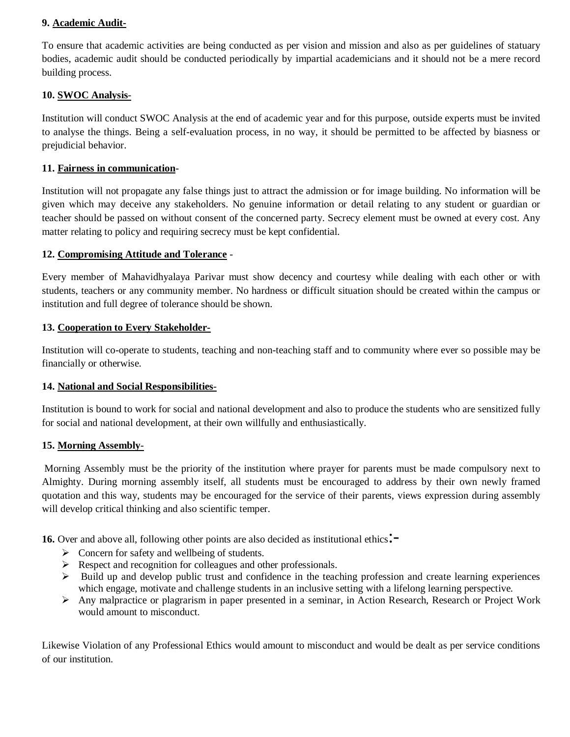**9. Academic Audit-**

To ensure that academic activities are being conducted as per vision and mission and also as per guidelines of statuary bodies, academic audit should be conducted periodically by impartial academicians and it should not be a mere record building process.

**10. SWOC Analysis-**

Institution will conduct SWOC Analysis at the end of academic year and for this purpose, outside experts must be invited to analyse the things. Being a self-evaluation process, in no way, it should be permitted to be affected by biasness or prejudicial behavior.

**11. Fairness in communication-**

Institution will not propagate any false things just to attract the admission or for image building. No information will be given which may deceive any stakeholders. No genuine information or detail relating to any student or guardian or teacher should be passed on without consent of the concerned party. Secrecy element must be owned at every cost. Any matter relating to policy and requiring secrecy must be kept confidential.

**12. Compromising Attitude and Tolerance -**

Every member of Mahavidhyalaya Parivar must show decency and courtesy while dealing with each other or with students, teachers or any community member. No hardness or difficult situation should be created within the campus or institution and full degree of tolerance should be shown.

**13. Cooperation to Every Stakeholder-**

Institution will co-operate to students, teaching and non-teaching staff and to community where ever so possible may be financially or otherwise.

**14. National and Social Responsibilities-**

Institution is bound to work for social and national development and also to produce the students who are sensitized fully for social and national development, at their own willfully and enthusiastically.

**15. Morning Assembly-**

Morning Assembly must be the priority of the institution where prayer for parents must be made compulsory next to Almighty. During morning assembly itself, all students must be encouraged to address by their own newly framed quotation and this way, students may be encouraged for the service of their parents, views expression during assembly will develop critical thinking and also scientific temper.

**16.** Over and above all, following other points are also decided as institutional ethics:-

- Concern for safety and wellbeing of students.
- Respect and recognition for colleagues and other professionals.
- Build up and develop public trust and confidence in the teaching profession and create learning experiences which engage, motivate and challenge students in an inclusive setting with a lifelong learning perspective.
- Any malpractice or plagrarism in paper presented in a seminar, in Action Research, Research or Project Work would amount to misconduct.

Likewise Violation of any Professional Ethics would amount to misconduct and would be dealt as per service conditions of our institution.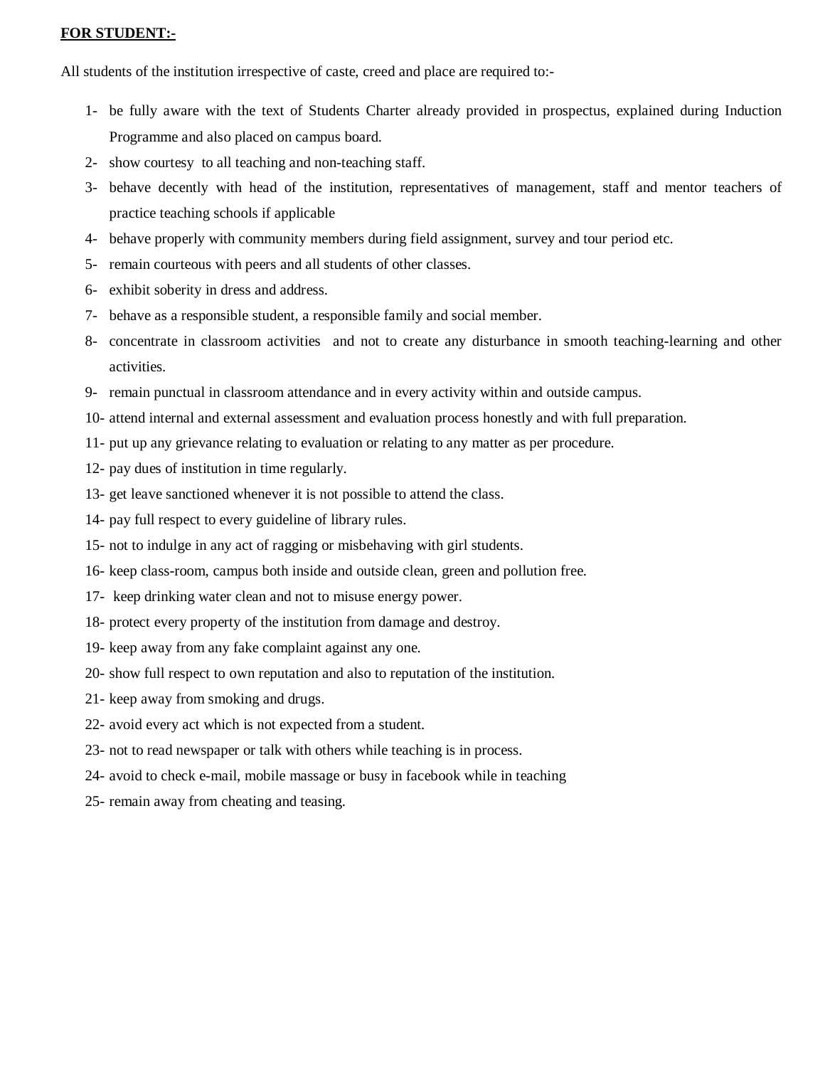**FOR STUDENT:-**

All students of the institution irrespective of caste, creed and place are required to:-

1- be fully aware with the text of Students Charter already provided in prospectus, explained during Induction Programme and also placed on campus board.

2- show courtesy to all teaching and non-teaching staff.

3- behave decently with head of the institution, representatives of management, staff and mentor teachers of practice teaching schools if applicable

4- behave properly with community members during field assignment, survey and tour period etc.

5- remain courteous with peers and all students of other classes.

6- exhibit soberity in dress and address.

7- behave as a responsible student, a responsible family and social member.

8- concentrate in classroom activities and not to create any disturbance in smooth teaching-learning and other activities.

9- remain punctual in classroom attendance and in every activity within and outside campus.

10- attend internal and external assessment and evaluation process honestly and with full preparation.

11- put up any grievance relating to evaluation or relating to any matter as per procedure.

12- pay dues of institution in time regularly.

13- get leave sanctioned whenever it is not possible to attend the class.

14- pay full respect to every guideline of library rules.

15- not to indulge in any act of ragging or misbehaving with girl students.

16- keep class-room, campus both inside and outside clean, green and pollution free.

17- keep drinking water clean and not to misuse energy power.

18- protect every property of the institution from damage and destroy.

19- keep away from any fake complaint against any one.

20- show full respect to own reputation and also to reputation of the institution.

21- keep away from smoking and drugs.

22- avoid every act which is not expected from a student.

23- not to read newspaper or talk with others while teaching is in process.

24- avoid to check e-mail, mobile massage or busy in facebook while in teaching

25- remain away from cheating and teasing.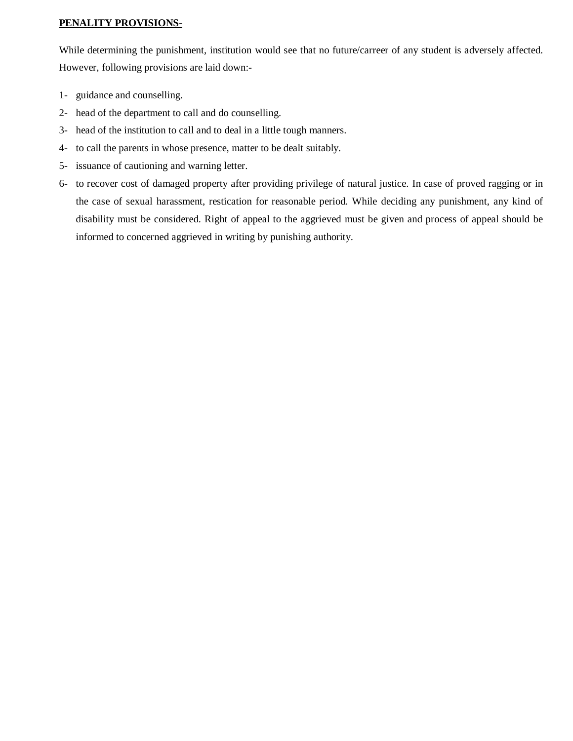**PENALITY PROVISIONS-**

While determining the punishment, institution would see that no future/carreer of any student is adversely affected. However, following provisions are laid down:-

1- guidance and counselling.
2- head of the department to call and do counselling.
3- head of the institution to call and to deal in a little tough manners.
4- to call the parents in whose presence, matter to be dealt suitably.
5- issuance of cautioning and warning letter.
6- to recover cost of damaged property after providing privilege of natural justice. In case of proved ragging or in the case of sexual harassment, restication for reasonable period. While deciding any punishment, any kind of disability must be considered. Right of appeal to the aggrieved must be given and process of appeal should be informed to concerned aggrieved in writing by punishing authority.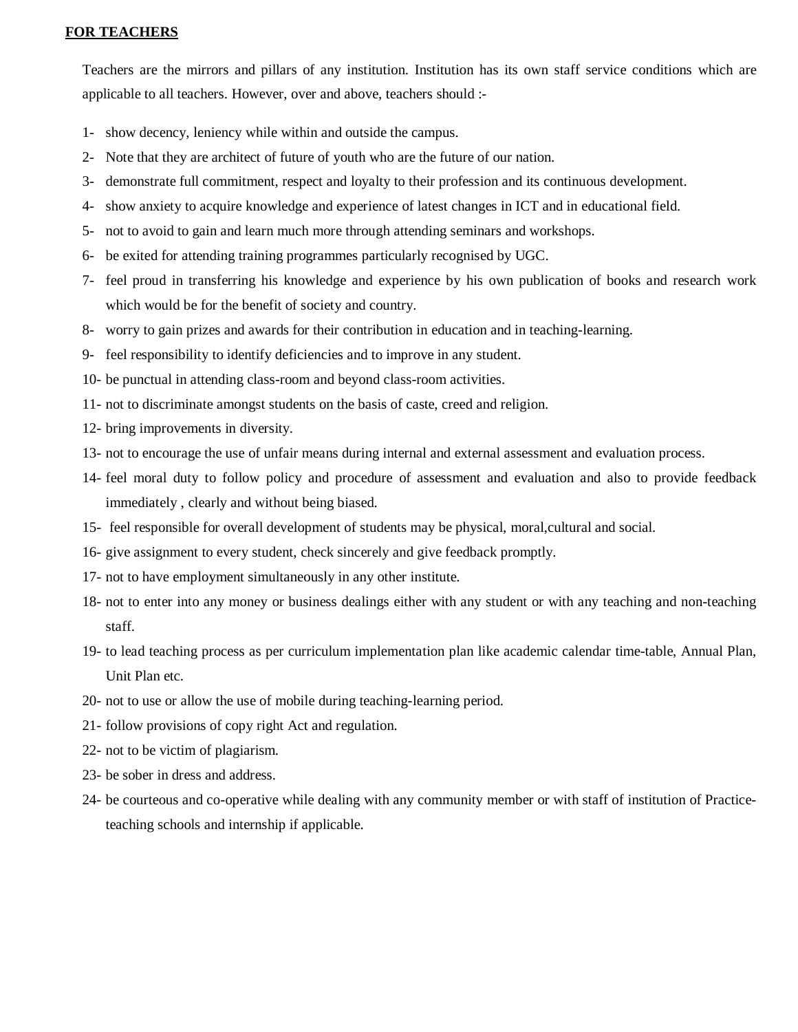**FOR TEACHERS**

Teachers are the mirrors and pillars of any institution. Institution has its own staff service conditions which are applicable to all teachers. However, over and above, teachers should :-

1- show decency, leniency while within and outside the campus.
2- Note that they are architect of future of youth who are the future of our nation.
3- demonstrate full commitment, respect and loyalty to their profession and its continuous development.
4- show anxiety to acquire knowledge and experience of latest changes in ICT and in educational field.
5- not to avoid to gain and learn much more through attending seminars and workshops.
6- be exited for attending training programmes particularly recognised by UGC.
7- feel proud in transferring his knowledge and experience by his own publication of books and research work which would be for the benefit of society and country.
8- worry to gain prizes and awards for their contribution in education and in teaching-learning.
9- feel responsibility to identify deficiencies and to improve in any student.
10- be punctual in attending class-room and beyond class-room activities.
11- not to discriminate amongst students on the basis of caste, creed and religion.
12- bring improvements in diversity.
13- not to encourage the use of unfair means during internal and external assessment and evaluation process.
14- feel moral duty to follow policy and procedure of assessment and evaluation and also to provide feedback immediately , clearly and without being biased.
15- feel responsible for overall development of students may be physical, moral,cultural and social.
16- give assignment to every student, check sincerely and give feedback promptly.
17- not to have employment simultaneously in any other institute.
18- not to enter into any money or business dealings either with any student or with any teaching and non-teaching staff.
19- to lead teaching process as per curriculum implementation plan like academic calendar time-table, Annual Plan, Unit Plan etc.
20- not to use or allow the use of mobile during teaching-learning period.
21- follow provisions of copy right Act and regulation.
22- not to be victim of plagiarism.
23- be sober in dress and address.
24- be courteous and co-operative while dealing with any community member or with staff of institution of Practice-teaching schools and internship if applicable.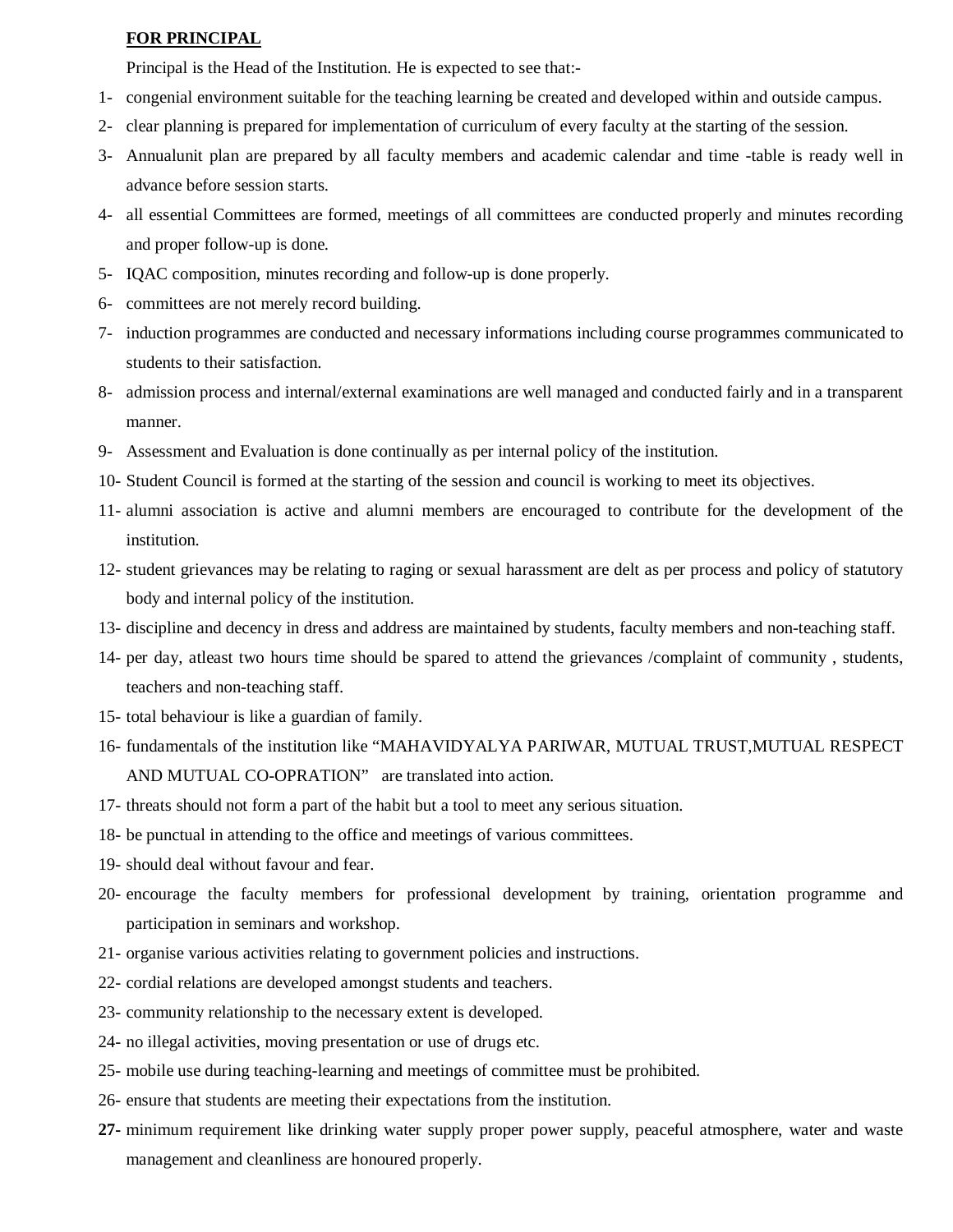**FOR PRINCIPAL**

Principal is the Head of the Institution. He is expected to see that:-

1- congenial environment suitable for the teaching learning be created and developed within and outside campus.
2- clear planning is prepared for implementation of curriculum of every faculty at the starting of the session.
3- Annualunit plan are prepared by all faculty members and academic calendar and time -table is ready well in advance before session starts.
4- all essential Committees are formed, meetings of all committees are conducted properly and minutes recording and proper follow-up is done.
5- IQAC composition, minutes recording and follow-up is done properly.
6- committees are not merely record building.
7- induction programmes are conducted and necessary informations including course programmes communicated to students to their satisfaction.
8- admission process and internal/external examinations are well managed and conducted fairly and in a transparent manner.
9- Assessment and Evaluation is done continually as per internal policy of the institution.
10- Student Council is formed at the starting of the session and council is working to meet its objectives.
11- alumni association is active and alumni members are encouraged to contribute for the development of the institution.
12- student grievances may be relating to raging or sexual harassment are delt as per process and policy of statutory body and internal policy of the institution.
13- discipline and decency in dress and address are maintained by students, faculty members and non-teaching staff.
14- per day, atleast two hours time should be spared to attend the grievances /complaint of community , students, teachers and non-teaching staff.
15- total behaviour is like a guardian of family.
16- fundamentals of the institution like "MAHAVIDYALYA PARIWAR, MUTUAL TRUST,MUTUAL RESPECT AND MUTUAL CO-OPRATION" are translated into action.
17- threats should not form a part of the habit but a tool to meet any serious situation.
18- be punctual in attending to the office and meetings of various committees.
19- should deal without favour and fear.
20- encourage the faculty members for professional development by training, orientation programme and participation in seminars and workshop.
21- organise various activities relating to government policies and instructions.
22- cordial relations are developed amongst students and teachers.
23- community relationship to the necessary extent is developed.
24- no illegal activities, moving presentation or use of drugs etc.
25- mobile use during teaching-learning and meetings of committee must be prohibited.
26- ensure that students are meeting their expectations from the institution.
**27-** minimum requirement like drinking water supply proper power supply, peaceful atmosphere, water and waste management and cleanliness are honoured properly.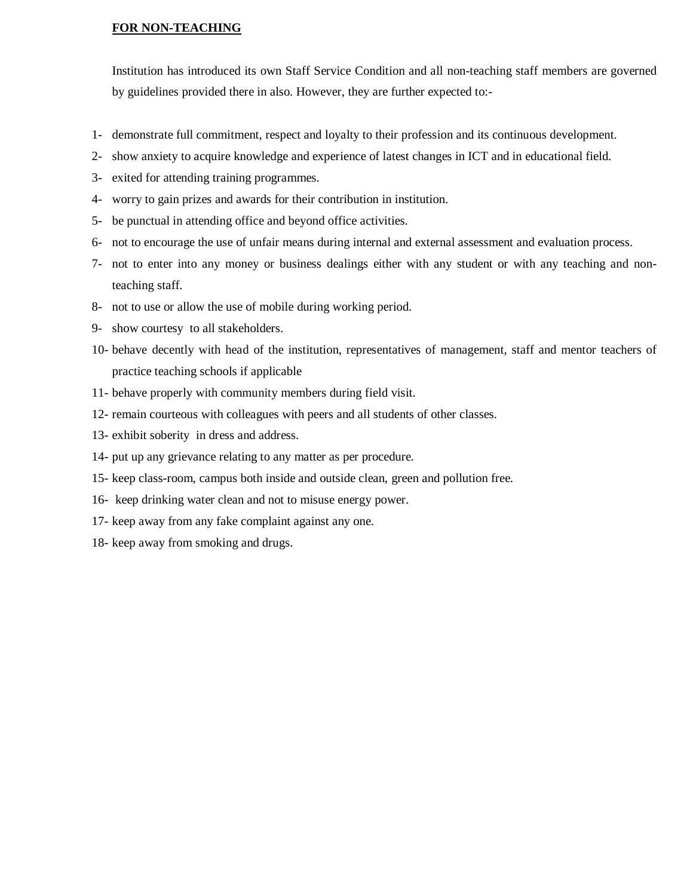**FOR NON-TEACHING**

Institution has introduced its own Staff Service Condition and all non-teaching staff members are governed by guidelines provided there in also. However, they are further expected to:-

1- demonstrate full commitment, respect and loyalty to their profession and its continuous development.
2- show anxiety to acquire knowledge and experience of latest changes in ICT and in educational field.
3- exited for attending training programmes.
4- worry to gain prizes and awards for their contribution in institution.
5- be punctual in attending office and beyond office activities.
6- not to encourage the use of unfair means during internal and external assessment and evaluation process.
7- not to enter into any money or business dealings either with any student or with any teaching and non-teaching staff.
8- not to use or allow the use of mobile during working period.
9- show courtesy to all stakeholders.
10- behave decently with head of the institution, representatives of management, staff and mentor teachers of practice teaching schools if applicable
11- behave properly with community members during field visit.
12- remain courteous with colleagues with peers and all students of other classes.
13- exhibit soberity in dress and address.
14- put up any grievance relating to any matter as per procedure.
15- keep class-room, campus both inside and outside clean, green and pollution free.
16- keep drinking water clean and not to misuse energy power.
17- keep away from any fake complaint against any one.
18- keep away from smoking and drugs.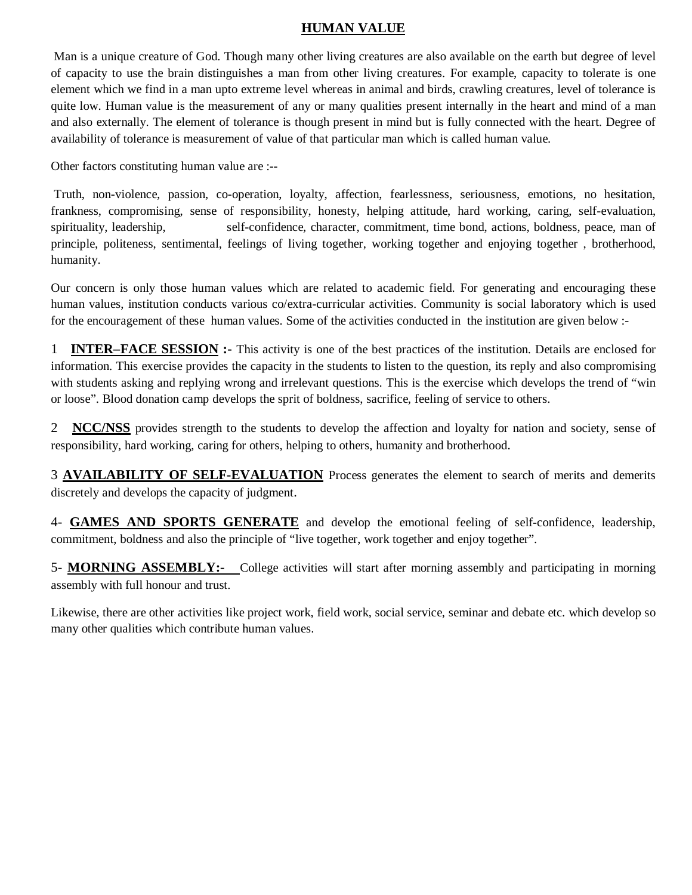# HUMAN VALUE

Man is a unique creature of God. Though many other living creatures are also available on the earth but degree of level of capacity to use the brain distinguishes a man from other living creatures. For example, capacity to tolerate is one element which we find in a man upto extreme level whereas in animal and birds, crawling creatures, level of tolerance is quite low. Human value is the measurement of any or many qualities present internally in the heart and mind of a man and also externally. The element of tolerance is though present in mind but is fully connected with the heart. Degree of availability of tolerance is measurement of value of that particular man which is called human value.

Other factors constituting human value are :--

Truth, non-violence, passion, co-operation, loyalty, affection, fearlessness, seriousness, emotions, no hesitation, frankness, compromising, sense of responsibility, honesty, helping attitude, hard working, caring, self-evaluation, spirituality, leadership, self-confidence, character, commitment, time bond, actions, boldness, peace, man of principle, politeness, sentimental, feelings of living together, working together and enjoying together , brotherhood, humanity.

Our concern is only those human values which are related to academic field. For generating and encouraging these human values, institution conducts various co/extra-curricular activities. Community is social laboratory which is used for the encouragement of these human values. Some of the activities conducted in the institution are given below :-

1 **INTER–FACE SESSION :-** This activity is one of the best practices of the institution. Details are enclosed for information. This exercise provides the capacity in the students to listen to the question, its reply and also compromising with students asking and replying wrong and irrelevant questions. This is the exercise which develops the trend of "win or loose". Blood donation camp develops the sprit of boldness, sacrifice, feeling of service to others.

2 **NCC/NSS** provides strength to the students to develop the affection and loyalty for nation and society, sense of responsibility, hard working, caring for others, helping to others, humanity and brotherhood.

3 **AVAILABILITY OF SELF-EVALUATION** Process generates the element to search of merits and demerits discretely and develops the capacity of judgment.

4- **GAMES AND SPORTS GENERATE** and develop the emotional feeling of self-confidence, leadership, commitment, boldness and also the principle of "live together, work together and enjoy together".

5- **MORNING ASSEMBLY:-** College activities will start after morning assembly and participating in morning assembly with full honour and trust.

Likewise, there are other activities like project work, field work, social service, seminar and debate etc. which develop so many other qualities which contribute human values.